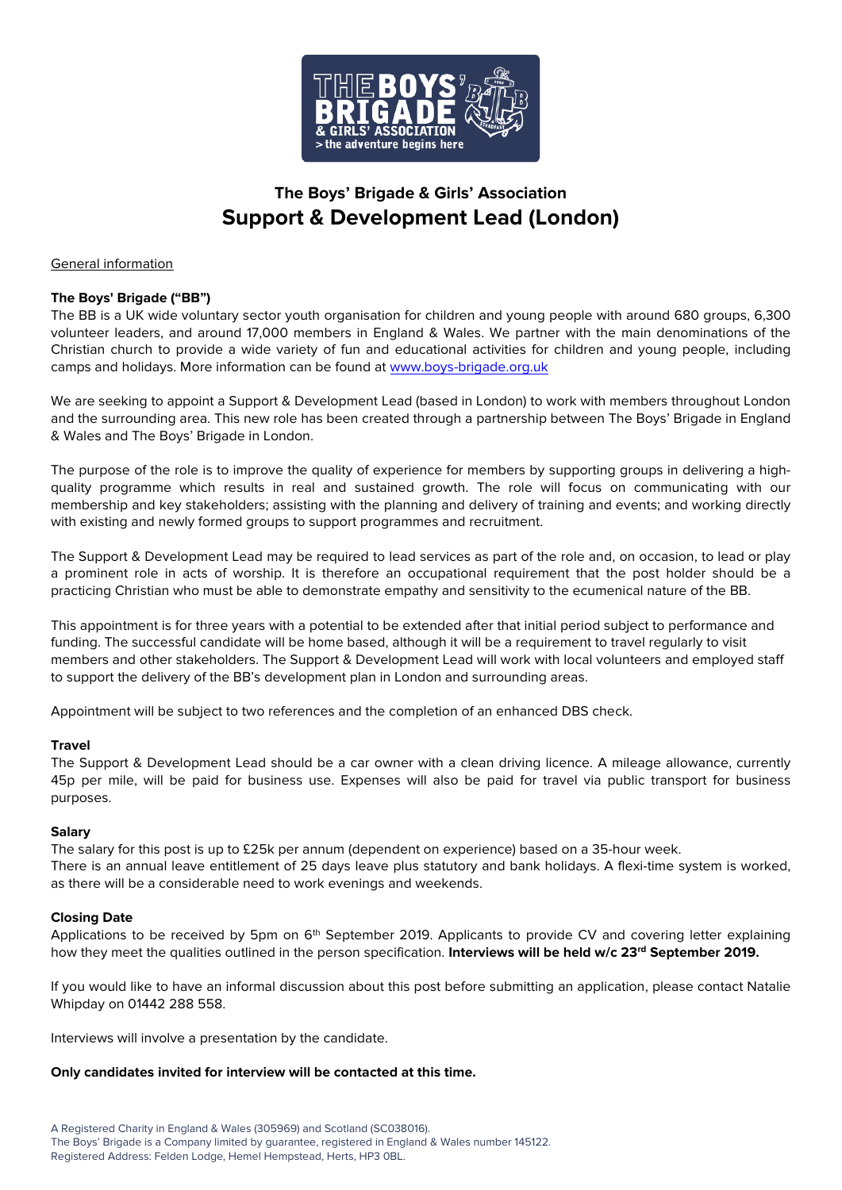## The Boys' Brigade & Girls' Association

# Support & Development Lead (London)

General information

**The Boys' Brigade ("BB")**

The BB is a UK wide voluntary sector youth organisation for children and young people with around 680 groups, 6,300 volunteer leaders, and around 17,000 members in England & Wales. We partner with the main denominations of the Christian church to provide a wide variety of fun and educational activities for children and young people, including camps and holidays. More information can be found at www.boys-brigade.org.uk

We are seeking to appoint a Support & Development Lead (based in London) to work with members throughout London and the surrounding area. This new role has been created through a partnership between The Boys' Brigade in England & Wales and The Boys' Brigade in London.

The purpose of the role is to improve the quality of experience for members by supporting groups in delivering a high-quality programme which results in real and sustained growth. The role will focus on communicating with our membership and key stakeholders; assisting with the planning and delivery of training and events; and working directly with existing and newly formed groups to support programmes and recruitment.

The Support & Development Lead may be required to lead services as part of the role and, on occasion, to lead or play a prominent role in acts of worship. It is therefore an occupational requirement that the post holder should be a practicing Christian who must be able to demonstrate empathy and sensitivity to the ecumenical nature of the BB.

This appointment is for three years with a potential to be extended after that initial period subject to performance and funding. The successful candidate will be home based, although it will be a requirement to travel regularly to visit members and other stakeholders. The Support & Development Lead will work with local volunteers and employed staff to support the delivery of the BB's development plan in London and surrounding areas.

Appointment will be subject to two references and the completion of an enhanced DBS check.

**Travel**

The Support & Development Lead should be a car owner with a clean driving licence. A mileage allowance, currently 45p per mile, will be paid for business use. Expenses will also be paid for travel via public transport for business purposes.

**Salary**

The salary for this post is up to £25k per annum (dependent on experience) based on a 35-hour week.
There is an annual leave entitlement of 25 days leave plus statutory and bank holidays. A flexi-time system is worked, as there will be a considerable need to work evenings and weekends.

**Closing Date**

Applications to be received by 5pm on 6th September 2019. Applicants to provide CV and covering letter explaining how they meet the qualities outlined in the person specification. **Interviews will be held w/c 23rd September 2019.**

If you would like to have an informal discussion about this post before submitting an application, please contact Natalie Whipday on 01442 288 558.

Interviews will involve a presentation by the candidate.

**Only candidates invited for interview will be contacted at this time.**

A Registered Charity in England & Wales (305969) and Scotland (SC038016).
The Boys' Brigade is a Company limited by guarantee, registered in England & Wales number 145122.
Registered Address: Felden Lodge, Hemel Hempstead, Herts, HP3 0BL.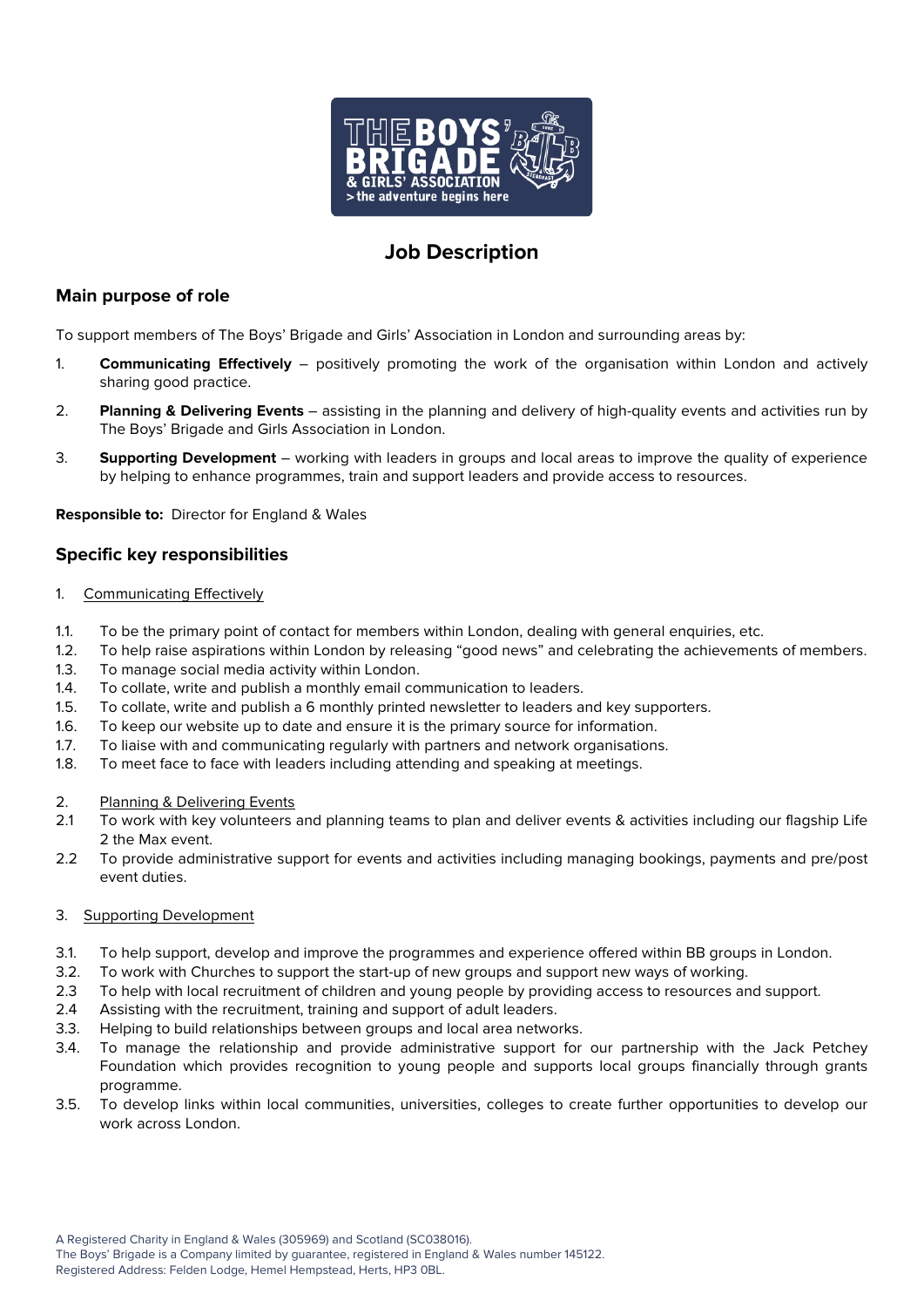# Job Description

## Main purpose of role

To support members of The Boys' Brigade and Girls' Association in London and surrounding areas by:

1. **Communicating Effectively** – positively promoting the work of the organisation within London and actively sharing good practice.
2. **Planning & Delivering Events** – assisting in the planning and delivery of high-quality events and activities run by The Boys' Brigade and Girls Association in London.
3. **Supporting Development** – working with leaders in groups and local areas to improve the quality of experience by helping to enhance programmes, train and support leaders and provide access to resources.

**Responsible to:** Director for England & Wales

## Specific key responsibilities

1. Communicating Effectively

1.1. To be the primary point of contact for members within London, dealing with general enquiries, etc.
1.2. To help raise aspirations within London by releasing "good news" and celebrating the achievements of members.
1.3. To manage social media activity within London.
1.4. To collate, write and publish a monthly email communication to leaders.
1.5. To collate, write and publish a 6 monthly printed newsletter to leaders and key supporters.
1.6. To keep our website up to date and ensure it is the primary source for information.
1.7. To liaise with and communicating regularly with partners and network organisations.
1.8. To meet face to face with leaders including attending and speaking at meetings.

2. Planning & Delivering Events

2.1 To work with key volunteers and planning teams to plan and deliver events & activities including our flagship Life 2 the Max event.
2.2 To provide administrative support for events and activities including managing bookings, payments and pre/post event duties.

3. Supporting Development

3.1. To help support, develop and improve the programmes and experience offered within BB groups in London.
3.2. To work with Churches to support the start-up of new groups and support new ways of working.
2.3 To help with local recruitment of children and young people by providing access to resources and support.
2.4 Assisting with the recruitment, training and support of adult leaders.
3.3. Helping to build relationships between groups and local area networks.
3.4. To manage the relationship and provide administrative support for our partnership with the Jack Petchey Foundation which provides recognition to young people and supports local groups financially through grants programme.
3.5. To develop links within local communities, universities, colleges to create further opportunities to develop our work across London.

A Registered Charity in England & Wales (305969) and Scotland (SC038016).
The Boys' Brigade is a Company limited by guarantee, registered in England & Wales number 145122.
Registered Address: Felden Lodge, Hemel Hempstead, Herts, HP3 0BL.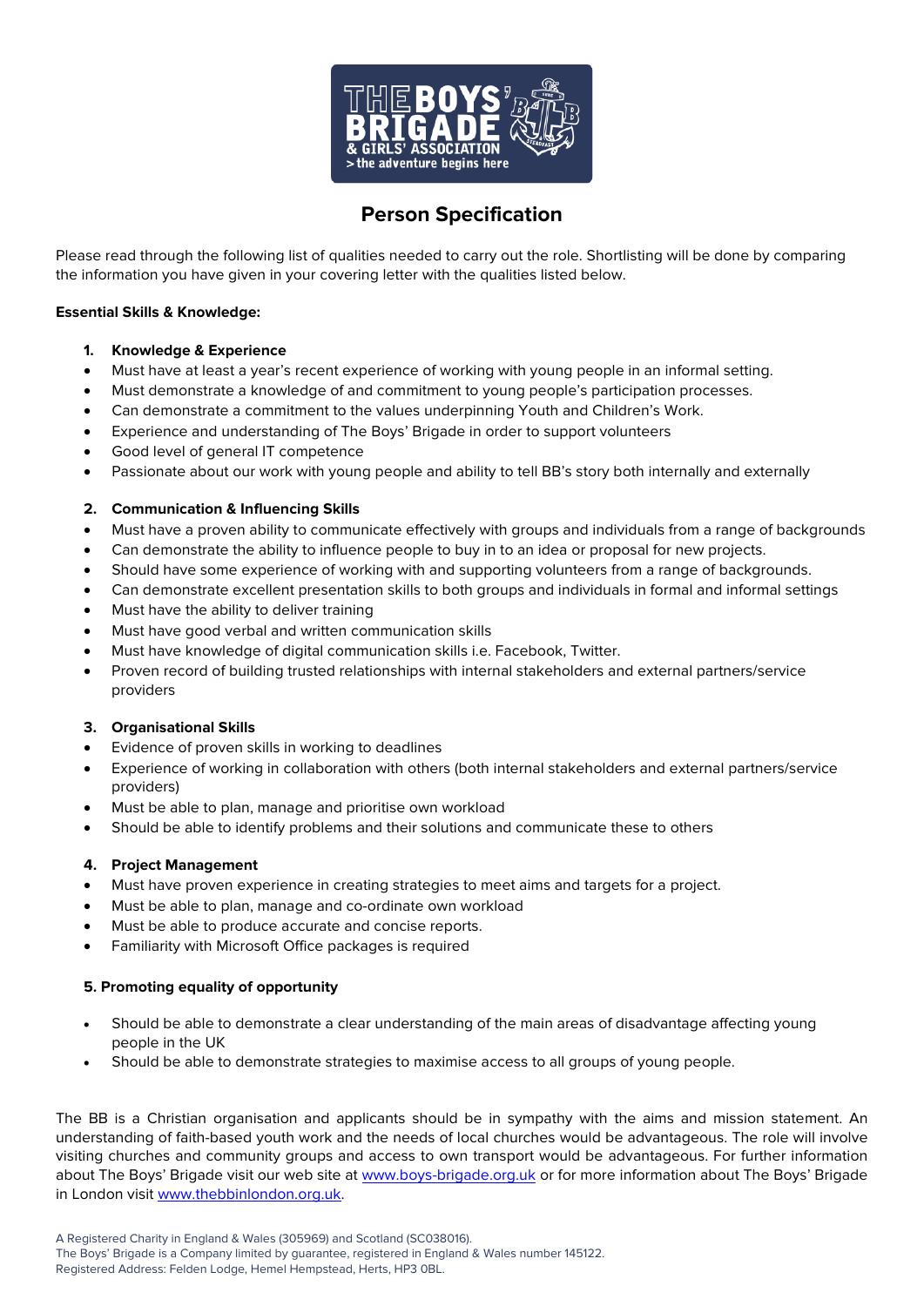# Person Specification

Please read through the following list of qualities needed to carry out the role. Shortlisting will be done by comparing the information you have given in your covering letter with the qualities listed below.

**Essential Skills & Knowledge:**

### 1. Knowledge & Experience

- Must have at least a year's recent experience of working with young people in an informal setting.
- Must demonstrate a knowledge of and commitment to young people's participation processes.
- Can demonstrate a commitment to the values underpinning Youth and Children's Work.
- Experience and understanding of The Boys' Brigade in order to support volunteers
- Good level of general IT competence
- Passionate about our work with young people and ability to tell BB's story both internally and externally

### 2. Communication & Influencing Skills

- Must have a proven ability to communicate effectively with groups and individuals from a range of backgrounds
- Can demonstrate the ability to influence people to buy in to an idea or proposal for new projects.
- Should have some experience of working with and supporting volunteers from a range of backgrounds.
- Can demonstrate excellent presentation skills to both groups and individuals in formal and informal settings
- Must have the ability to deliver training
- Must have good verbal and written communication skills
- Must have knowledge of digital communication skills i.e. Facebook, Twitter.
- Proven record of building trusted relationships with internal stakeholders and external partners/service providers

### 3. Organisational Skills

- Evidence of proven skills in working to deadlines
- Experience of working in collaboration with others (both internal stakeholders and external partners/service providers)
- Must be able to plan, manage and prioritise own workload
- Should be able to identify problems and their solutions and communicate these to others

### 4. Project Management

- Must have proven experience in creating strategies to meet aims and targets for a project.
- Must be able to plan, manage and co-ordinate own workload
- Must be able to produce accurate and concise reports.
- Familiarity with Microsoft Office packages is required

### 5. Promoting equality of opportunity

- Should be able to demonstrate a clear understanding of the main areas of disadvantage affecting young people in the UK
- Should be able to demonstrate strategies to maximise access to all groups of young people.

The BB is a Christian organisation and applicants should be in sympathy with the aims and mission statement. An understanding of faith-based youth work and the needs of local churches would be advantageous. The role will involve visiting churches and community groups and access to own transport would be advantageous. For further information about The Boys' Brigade visit our web site at www.boys-brigade.org.uk or for more information about The Boys' Brigade in London visit www.thebbinlondon.org.uk.

A Registered Charity in England & Wales (305969) and Scotland (SC038016).
The Boys' Brigade is a Company limited by guarantee, registered in England & Wales number 145122.
Registered Address: Felden Lodge, Hemel Hempstead, Herts, HP3 0BL.